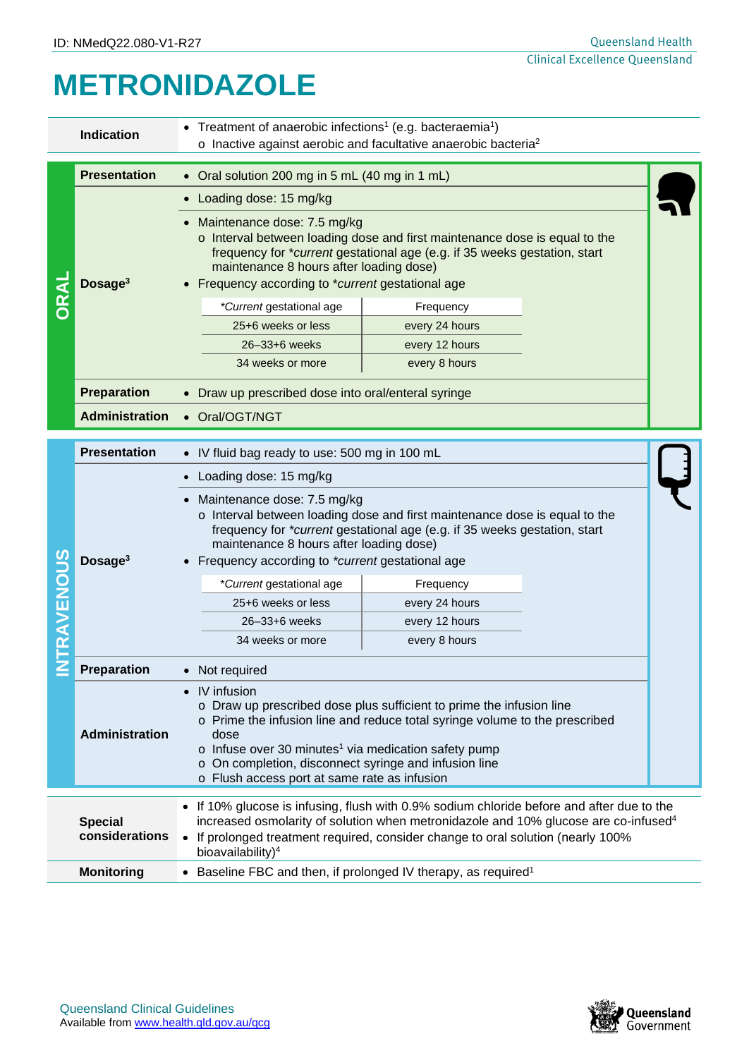ID: NMedQ22.080-V1-R27

Queensland Health
Clinical Excellence Queensland

# METRONIDAZOLE

| | |
|---|---|
| **Indication** | • Treatment of anaerobic infections[1] (e.g. bacteraemia[1])<br>o Inactive against aerobic and facultative anaerobic bacteria[2] |

## ORAL

| | |
|---|---|
| **Presentation** | • Oral solution 200 mg in 5 mL (40 mg in 1 mL) |
| **Dosage[3]** | • Loading dose: 15 mg/kg<br>• Maintenance dose: 7.5 mg/kg<br>o Interval between loading dose and first maintenance dose is equal to the frequency for *current gestational age (e.g. if 35 weeks gestation, start maintenance 8 hours after loading dose)<br>• Frequency according to *current gestational age |
| **Preparation** | • Draw up prescribed dose into oral/enteral syringe |
| **Administration** | • Oral/OGT/NGT |

| **Current* gestational age | Frequency |
|---|---|
| 25+6 weeks or less | every 24 hours |
| 26–33+6 weeks | every 12 hours |
| 34 weeks or more | every 8 hours |

## INTRAVENOUS

| | |
|---|---|
| **Presentation** | • IV fluid bag ready to use: 500 mg in 100 mL |
| **Dosage[3]** | • Loading dose: 15 mg/kg<br>• Maintenance dose: 7.5 mg/kg<br>o Interval between loading dose and first maintenance dose is equal to the frequency for *current gestational age (e.g. if 35 weeks gestation, start maintenance 8 hours after loading dose)<br>• Frequency according to *current gestational age |
| **Preparation** | • Not required |
| **Administration** | • IV infusion<br>o Draw up prescribed dose plus sufficient to prime the infusion line<br>o Prime the infusion line and reduce total syringe volume to the prescribed dose<br>o Infuse over 30 minutes[1] via medication safety pump<br>o On completion, disconnect syringe and infusion line<br>o Flush access port at same rate as infusion |

| **Current* gestational age | Frequency |
|---|---|
| 25+6 weeks or less | every 24 hours |
| 26–33+6 weeks | every 12 hours |
| 34 weeks or more | every 8 hours |

| | |
|---|---|
| **Special considerations** | • If 10% glucose is infusing, flush with 0.9% sodium chloride before and after due to the increased osmolarity of solution when metronidazole and 10% glucose are co-infused[4]<br>• If prolonged treatment required, consider change to oral solution (nearly 100% bioavailability)[4] |
| **Monitoring** | • Baseline FBC and then, if prolonged IV therapy, as required[1] |

Queensland Clinical Guidelines
Available from www.health.qld.gov.au/qcg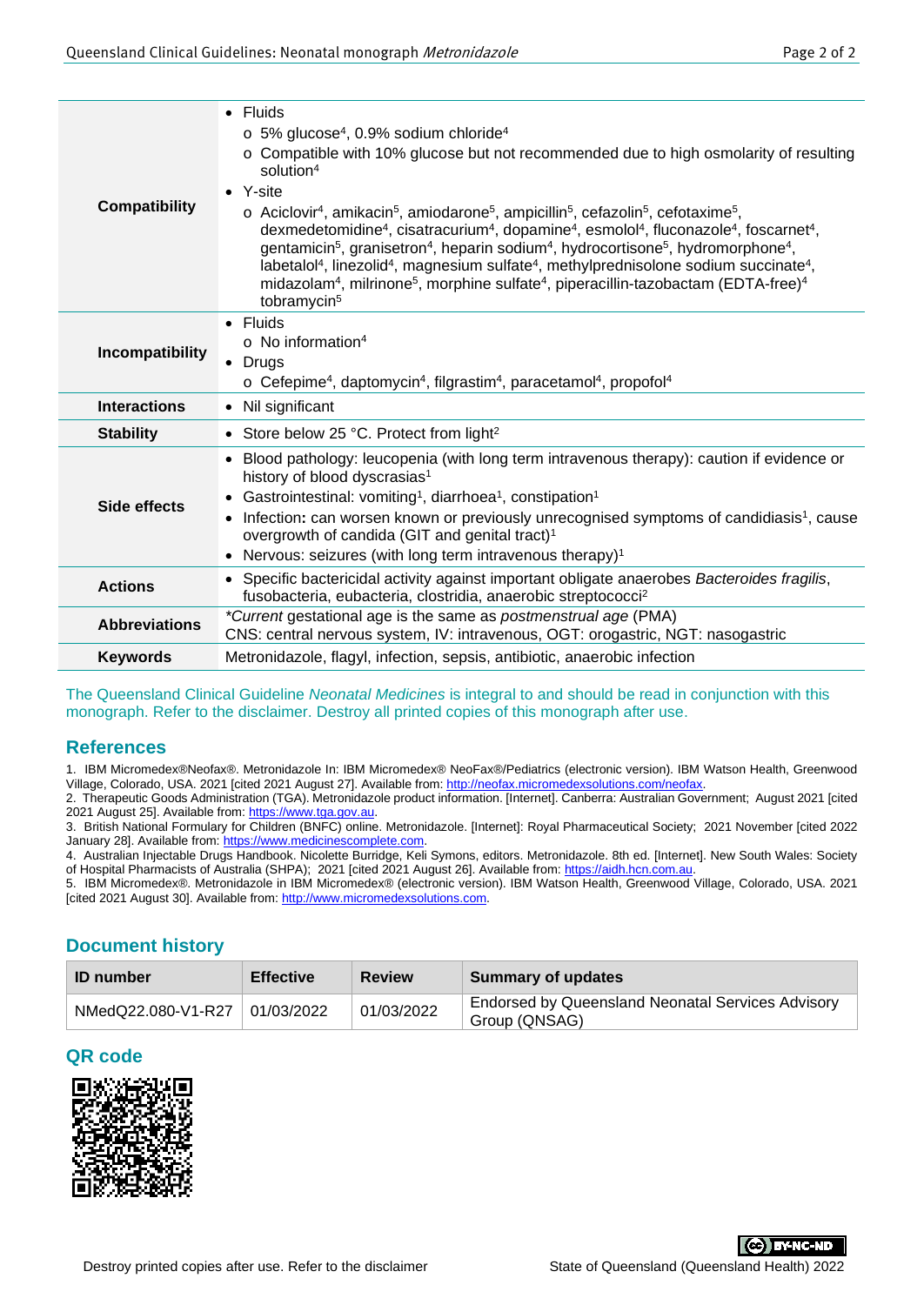| | |
|---|---|
| **Compatibility** | • Fluids<br>o 5% glucose[4], 0.9% sodium chloride[4]<br>o Compatible with 10% glucose but not recommended due to high osmolarity of resulting solution[4]<br>• Y-site<br>o Aciclovir[4], amikacin[5], amiodarone[5], ampicillin[5], cefazolin[5], cefotaxime[5], dexmedetomidine[4], cisatracurium[4], dopamine[4], esmolol[4], fluconazole[4], foscarnet[4], gentamicin[5], granisetron[4], heparin sodium[4], hydrocortisone[5], hydromorphone[4], labetalol[4], linezolid[4], magnesium sulfate[4], methylprednisolone sodium succinate[4], midazolam[4], milrinone[5], morphine sulfate[4], piperacillin-tazobactam (EDTA-free)[4] tobramycin[5] |
| **Incompatibility** | • Fluids<br>o No information[4]<br>• Drugs<br>o Cefepime[4], daptomycin[4], filgrastim[4], paracetamol[4], propofol[4] |
| **Interactions** | • Nil significant |
| **Stability** | • Store below 25 °C. Protect from light[2] |
| **Side effects** | • Blood pathology: leucopenia (with long term intravenous therapy): caution if evidence or history of blood dyscrasias[1]<br>• Gastrointestinal: vomiting[1], diarrhoea[1], constipation[1]<br>• Infection: can worsen known or previously unrecognised symptoms of candidiasis[1], cause overgrowth of candida (GIT and genital tract)[1]<br>• Nervous: seizures (with long term intravenous therapy)[1] |
| **Actions** | • Specific bactericidal activity against important obligate anaerobes *Bacteroides fragilis*, fusobacteria, eubacteria, clostridia, anaerobic streptococci[2] |
| **Abbreviations** | *\*Current* gestational age is the same as *postmenstrual age* (PMA)<br>CNS: central nervous system, IV: intravenous, OGT: orogastric, NGT: nasogastric |
| **Keywords** | Metronidazole, flagyl, infection, sepsis, antibiotic, anaerobic infection |

The Queensland Clinical Guideline *Neonatal Medicines* is integral to and should be read in conjunction with this monograph. Refer to the disclaimer. Destroy all printed copies of this monograph after use.

## References

1. IBM Micromedex®Neofax®. Metronidazole In: IBM Micromedex® NeoFax®/Pediatrics (electronic version). IBM Watson Health, Greenwood Village, Colorado, USA. 2021 [cited 2021 August 27]. Available from: http://neofax.micromedexsolutions.com/neofax.
2. Therapeutic Goods Administration (TGA). Metronidazole product information. [Internet]. Canberra: Australian Government; August 2021 [cited 2021 August 25]. Available from: https://www.tga.gov.au.
3. British National Formulary for Children (BNFC) online. Metronidazole. [Internet]: Royal Pharmaceutical Society; 2021 November [cited 2022 January 28]. Available from: https://www.medicinescomplete.com.
4. Australian Injectable Drugs Handbook. Nicolette Burridge, Keli Symons, editors. Metronidazole. 8th ed. [Internet]. New South Wales: Society of Hospital Pharmacists of Australia (SHPA); 2021 [cited 2021 August 26]. Available from: https://aidh.hcn.com.au.
5. IBM Micromedex®. Metronidazole in IBM Micromedex® (electronic version). IBM Watson Health, Greenwood Village, Colorado, USA. 2021 [cited 2021 August 30]. Available from: http://www.micromedexsolutions.com.

## Document history

| ID number | Effective | Review | Summary of updates |
|---|---|---|---|
| NMedQ22.080-V1-R27 | 01/03/2022 | 01/03/2022 | Endorsed by Queensland Neonatal Services Advisory Group (QNSAG) |

## QR code

Destroy printed copies after use. Refer to the disclaimer

State of Queensland (Queensland Health) 2022